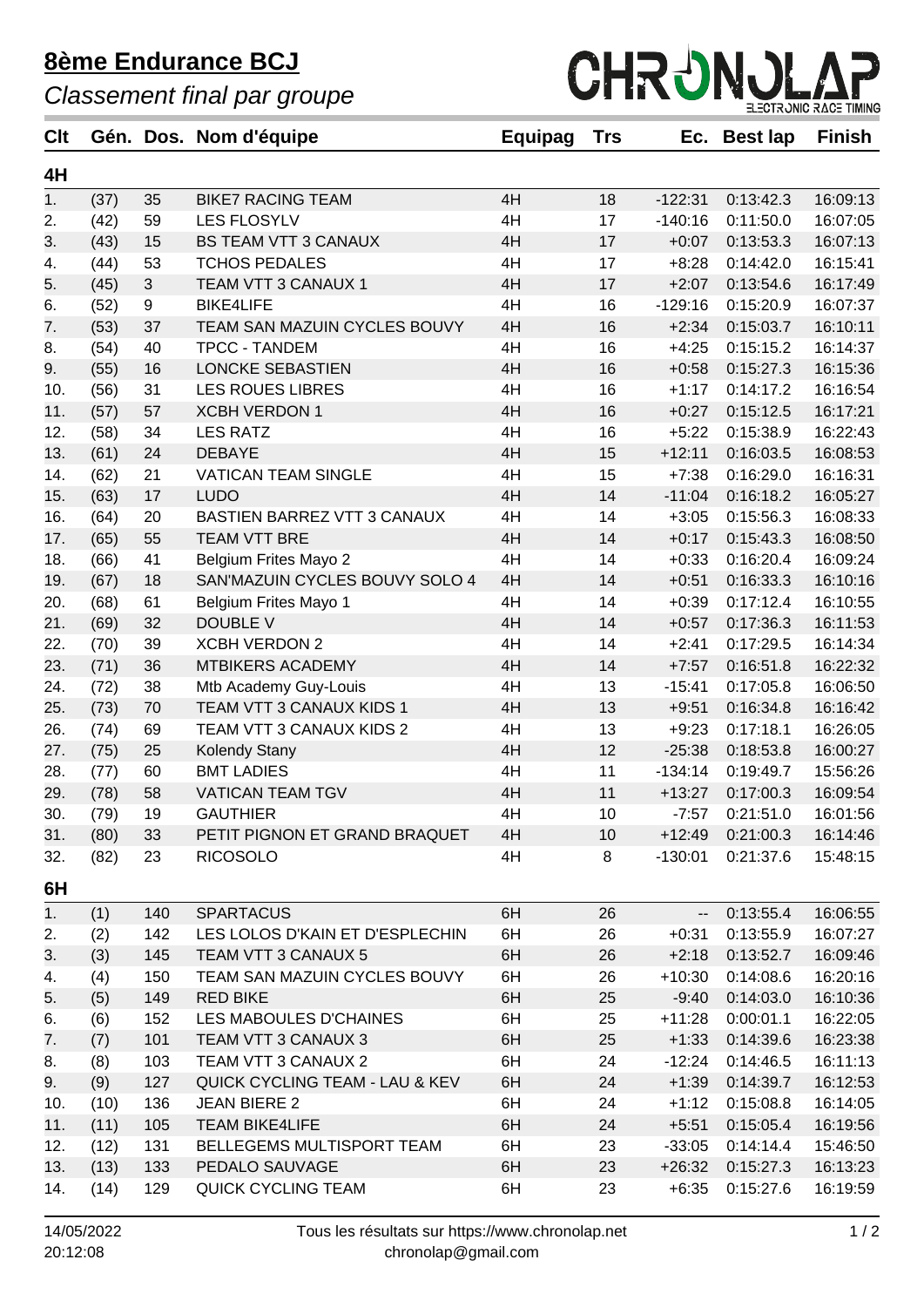# 8ème Endurance BCJ

*Classement final par groupe*

| Clt | Gén. | Dos. | Nom d'équipe | Equipag | Trs | Ec. | Best lap | Finish |
|---|---|---|---|---|---|---|---|---|
| **4H** | | | | | | | | |
| 1. | (37) | 35 | BIKE7 RACING TEAM | 4H | 18 | -122:31 | 0:13:42.3 | 16:09:13 |
| 2. | (42) | 59 | LES FLOSYLV | 4H | 17 | -140:16 | 0:11:50.0 | 16:07:05 |
| 3. | (43) | 15 | BS TEAM VTT 3 CANAUX | 4H | 17 | +0:07 | 0:13:53.3 | 16:07:13 |
| 4. | (44) | 53 | TCHOS PEDALES | 4H | 17 | +8:28 | 0:14:42.0 | 16:15:41 |
| 5. | (45) | 3 | TEAM VTT 3 CANAUX 1 | 4H | 17 | +2:07 | 0:13:54.6 | 16:17:49 |
| 6. | (52) | 9 | BIKE4LIFE | 4H | 16 | -129:16 | 0:15:20.9 | 16:07:37 |
| 7. | (53) | 37 | TEAM SAN MAZUIN CYCLES BOUVY | 4H | 16 | +2:34 | 0:15:03.7 | 16:10:11 |
| 8. | (54) | 40 | TPCC - TANDEM | 4H | 16 | +4:25 | 0:15:15.2 | 16:14:37 |
| 9. | (55) | 16 | LONCKE SEBASTIEN | 4H | 16 | +0:58 | 0:15:27.3 | 16:15:36 |
| 10. | (56) | 31 | LES ROUES LIBRES | 4H | 16 | +1:17 | 0:14:17.2 | 16:16:54 |
| 11. | (57) | 57 | XCBH VERDON 1 | 4H | 16 | +0:27 | 0:15:12.5 | 16:17:21 |
| 12. | (58) | 34 | LES RATZ | 4H | 16 | +5:22 | 0:15:38.9 | 16:22:43 |
| 13. | (61) | 24 | DEBAYE | 4H | 15 | +12:11 | 0:16:03.5 | 16:08:53 |
| 14. | (62) | 21 | VATICAN TEAM SINGLE | 4H | 15 | +7:38 | 0:16:29.0 | 16:16:31 |
| 15. | (63) | 17 | LUDO | 4H | 14 | -11:04 | 0:16:18.2 | 16:05:27 |
| 16. | (64) | 20 | BASTIEN BARREZ VTT 3 CANAUX | 4H | 14 | +3:05 | 0:15:56.3 | 16:08:33 |
| 17. | (65) | 55 | TEAM VTT BRE | 4H | 14 | +0:17 | 0:15:43.3 | 16:08:50 |
| 18. | (66) | 41 | Belgium Frites Mayo 2 | 4H | 14 | +0:33 | 0:16:20.4 | 16:09:24 |
| 19. | (67) | 18 | SAN'MAZUIN CYCLES BOUVY SOLO 4 | 4H | 14 | +0:51 | 0:16:33.3 | 16:10:16 |
| 20. | (68) | 61 | Belgium Frites Mayo 1 | 4H | 14 | +0:39 | 0:17:12.4 | 16:10:55 |
| 21. | (69) | 32 | DOUBLE V | 4H | 14 | +0:57 | 0:17:36.3 | 16:11:53 |
| 22. | (70) | 39 | XCBH VERDON 2 | 4H | 14 | +2:41 | 0:17:29.5 | 16:14:34 |
| 23. | (71) | 36 | MTBIKERS ACADEMY | 4H | 14 | +7:57 | 0:16:51.8 | 16:22:32 |
| 24. | (72) | 38 | Mtb Academy Guy-Louis | 4H | 13 | -15:41 | 0:17:05.8 | 16:06:50 |
| 25. | (73) | 70 | TEAM VTT 3 CANAUX KIDS 1 | 4H | 13 | +9:51 | 0:16:34.8 | 16:16:42 |
| 26. | (74) | 69 | TEAM VTT 3 CANAUX KIDS 2 | 4H | 13 | +9:23 | 0:17:18.1 | 16:26:05 |
| 27. | (75) | 25 | Kolendy Stany | 4H | 12 | -25:38 | 0:18:53.8 | 16:00:27 |
| 28. | (77) | 60 | BMT LADIES | 4H | 11 | -134:14 | 0:19:49.7 | 15:56:26 |
| 29. | (78) | 58 | VATICAN TEAM TGV | 4H | 11 | +13:27 | 0:17:00.3 | 16:09:54 |
| 30. | (79) | 19 | GAUTHIER | 4H | 10 | -7:57 | 0:21:51.0 | 16:01:56 |
| 31. | (80) | 33 | PETIT PIGNON ET GRAND BRAQUET | 4H | 10 | +12:49 | 0:21:00.3 | 16:14:46 |
| 32. | (82) | 23 | RICOSOLO | 4H | 8 | -130:01 | 0:21:37.6 | 15:48:15 |
| **6H** | | | | | | | | |
| 1. | (1) | 140 | SPARTACUS | 6H | 26 | -- | 0:13:55.4 | 16:06:55 |
| 2. | (2) | 142 | LES LOLOS D'KAIN ET D'ESPLECHIN | 6H | 26 | +0:31 | 0:13:55.9 | 16:07:27 |
| 3. | (3) | 145 | TEAM VTT 3 CANAUX 5 | 6H | 26 | +2:18 | 0:13:52.7 | 16:09:46 |
| 4. | (4) | 150 | TEAM SAN MAZUIN CYCLES BOUVY | 6H | 26 | +10:30 | 0:14:08.6 | 16:20:16 |
| 5. | (5) | 149 | RED BIKE | 6H | 25 | -9:40 | 0:14:03.0 | 16:10:36 |
| 6. | (6) | 152 | LES MABOULES D'CHAINES | 6H | 25 | +11:28 | 0:00:01.1 | 16:22:05 |
| 7. | (7) | 101 | TEAM VTT 3 CANAUX 3 | 6H | 25 | +1:33 | 0:14:39.6 | 16:23:38 |
| 8. | (8) | 103 | TEAM VTT 3 CANAUX 2 | 6H | 24 | -12:24 | 0:14:46.5 | 16:11:13 |
| 9. | (9) | 127 | QUICK CYCLING TEAM - LAU & KEV | 6H | 24 | +1:39 | 0:14:39.7 | 16:12:53 |
| 10. | (10) | 136 | JEAN BIERE 2 | 6H | 24 | +1:12 | 0:15:08.8 | 16:14:05 |
| 11. | (11) | 105 | TEAM BIKE4LIFE | 6H | 24 | +5:51 | 0:15:05.4 | 16:19:56 |
| 12. | (12) | 131 | BELLEGEMS MULTISPORT TEAM | 6H | 23 | -33:05 | 0:14:14.4 | 15:46:50 |
| 13. | (13) | 133 | PEDALO SAUVAGE | 6H | 23 | +26:32 | 0:15:27.3 | 16:13:23 |
| 14. | (14) | 129 | QUICK CYCLING TEAM | 6H | 23 | +6:35 | 0:15:27.6 | 16:19:59 |

14/05/2022
20:12:08

Tous les résultats sur https://www.chronolap.net
chronolap@gmail.com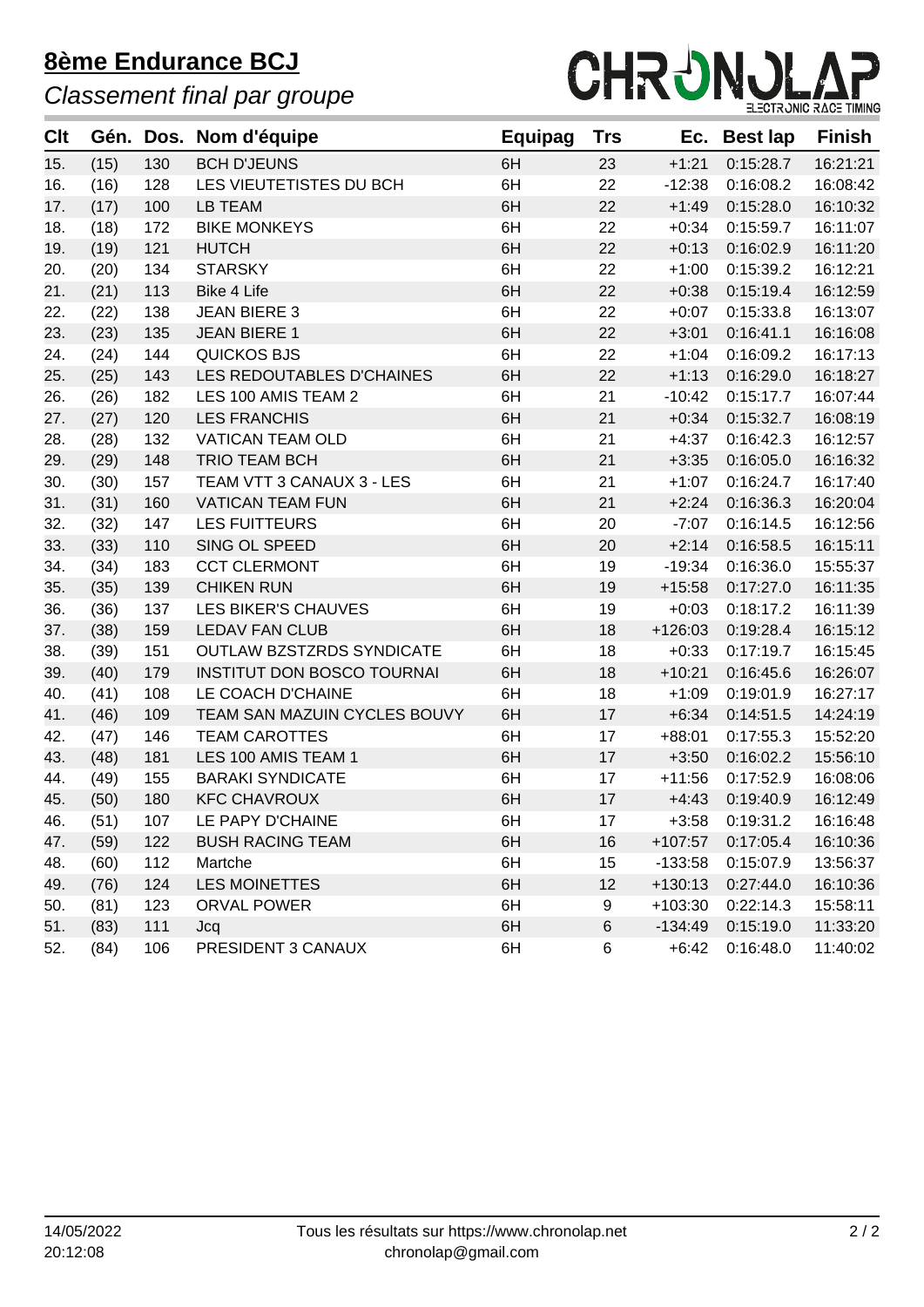# 8ème Endurance BCJ

*Classement final par groupe*

| Clt | Gén. | Dos. | Nom d'équipe | Equipag | Trs | Ec. | Best lap | Finish |
|---|---|---|---|---|---|---|---|---|
| 15. | (15) | 130 | BCH D'JEUNS | 6H | 23 | +1:21 | 0:15:28.7 | 16:21:21 |
| 16. | (16) | 128 | LES VIEUTETISTES DU BCH | 6H | 22 | -12:38 | 0:16:08.2 | 16:08:42 |
| 17. | (17) | 100 | LB TEAM | 6H | 22 | +1:49 | 0:15:28.0 | 16:10:32 |
| 18. | (18) | 172 | BIKE MONKEYS | 6H | 22 | +0:34 | 0:15:59.7 | 16:11:07 |
| 19. | (19) | 121 | HUTCH | 6H | 22 | +0:13 | 0:16:02.9 | 16:11:20 |
| 20. | (20) | 134 | STARSKY | 6H | 22 | +1:00 | 0:15:39.2 | 16:12:21 |
| 21. | (21) | 113 | Bike 4 Life | 6H | 22 | +0:38 | 0:15:19.4 | 16:12:59 |
| 22. | (22) | 138 | JEAN BIERE 3 | 6H | 22 | +0:07 | 0:15:33.8 | 16:13:07 |
| 23. | (23) | 135 | JEAN BIERE 1 | 6H | 22 | +3:01 | 0:16:41.1 | 16:16:08 |
| 24. | (24) | 144 | QUICKOS BJS | 6H | 22 | +1:04 | 0:16:09.2 | 16:17:13 |
| 25. | (25) | 143 | LES REDOUTABLES D'CHAINES | 6H | 22 | +1:13 | 0:16:29.0 | 16:18:27 |
| 26. | (26) | 182 | LES 100 AMIS TEAM 2 | 6H | 21 | -10:42 | 0:15:17.7 | 16:07:44 |
| 27. | (27) | 120 | LES FRANCHIS | 6H | 21 | +0:34 | 0:15:32.7 | 16:08:19 |
| 28. | (28) | 132 | VATICAN TEAM OLD | 6H | 21 | +4:37 | 0:16:42.3 | 16:12:57 |
| 29. | (29) | 148 | TRIO TEAM BCH | 6H | 21 | +3:35 | 0:16:05.0 | 16:16:32 |
| 30. | (30) | 157 | TEAM VTT 3 CANAUX 3 - LES | 6H | 21 | +1:07 | 0:16:24.7 | 16:17:40 |
| 31. | (31) | 160 | VATICAN TEAM FUN | 6H | 21 | +2:24 | 0:16:36.3 | 16:20:04 |
| 32. | (32) | 147 | LES FUITTEURS | 6H | 20 | -7:07 | 0:16:14.5 | 16:12:56 |
| 33. | (33) | 110 | SING OL SPEED | 6H | 20 | +2:14 | 0:16:58.5 | 16:15:11 |
| 34. | (34) | 183 | CCT CLERMONT | 6H | 19 | -19:34 | 0:16:36.0 | 15:55:37 |
| 35. | (35) | 139 | CHIKEN RUN | 6H | 19 | +15:58 | 0:17:27.0 | 16:11:35 |
| 36. | (36) | 137 | LES BIKER'S CHAUVES | 6H | 19 | +0:03 | 0:18:17.2 | 16:11:39 |
| 37. | (38) | 159 | LEDAV FAN CLUB | 6H | 18 | +126:03 | 0:19:28.4 | 16:15:12 |
| 38. | (39) | 151 | OUTLAW BZSTZRDS SYNDICATE | 6H | 18 | +0:33 | 0:17:19.7 | 16:15:45 |
| 39. | (40) | 179 | INSTITUT DON BOSCO TOURNAI | 6H | 18 | +10:21 | 0:16:45.6 | 16:26:07 |
| 40. | (41) | 108 | LE COACH D'CHAINE | 6H | 18 | +1:09 | 0:19:01.9 | 16:27:17 |
| 41. | (46) | 109 | TEAM SAN MAZUIN CYCLES BOUVY | 6H | 17 | +6:34 | 0:14:51.5 | 14:24:19 |
| 42. | (47) | 146 | TEAM CAROTTES | 6H | 17 | +88:01 | 0:17:55.3 | 15:52:20 |
| 43. | (48) | 181 | LES 100 AMIS TEAM 1 | 6H | 17 | +3:50 | 0:16:02.2 | 15:56:10 |
| 44. | (49) | 155 | BARAKI SYNDICATE | 6H | 17 | +11:56 | 0:17:52.9 | 16:08:06 |
| 45. | (50) | 180 | KFC CHAVROUX | 6H | 17 | +4:43 | 0:19:40.9 | 16:12:49 |
| 46. | (51) | 107 | LE PAPY D'CHAINE | 6H | 17 | +3:58 | 0:19:31.2 | 16:16:48 |
| 47. | (59) | 122 | BUSH RACING TEAM | 6H | 16 | +107:57 | 0:17:05.4 | 16:10:36 |
| 48. | (60) | 112 | Martche | 6H | 15 | -133:58 | 0:15:07.9 | 13:56:37 |
| 49. | (76) | 124 | LES MOINETTES | 6H | 12 | +130:13 | 0:27:44.0 | 16:10:36 |
| 50. | (81) | 123 | ORVAL POWER | 6H | 9 | +103:30 | 0:22:14.3 | 15:58:11 |
| 51. | (83) | 111 | Jcq | 6H | 6 | -134:49 | 0:15:19.0 | 11:33:20 |
| 52. | (84) | 106 | PRESIDENT 3 CANAUX | 6H | 6 | +6:42 | 0:16:48.0 | 11:40:02 |

14/05/2022
20:12:08

Tous les résultats sur https://www.chronolap.net
chronolap@gmail.com